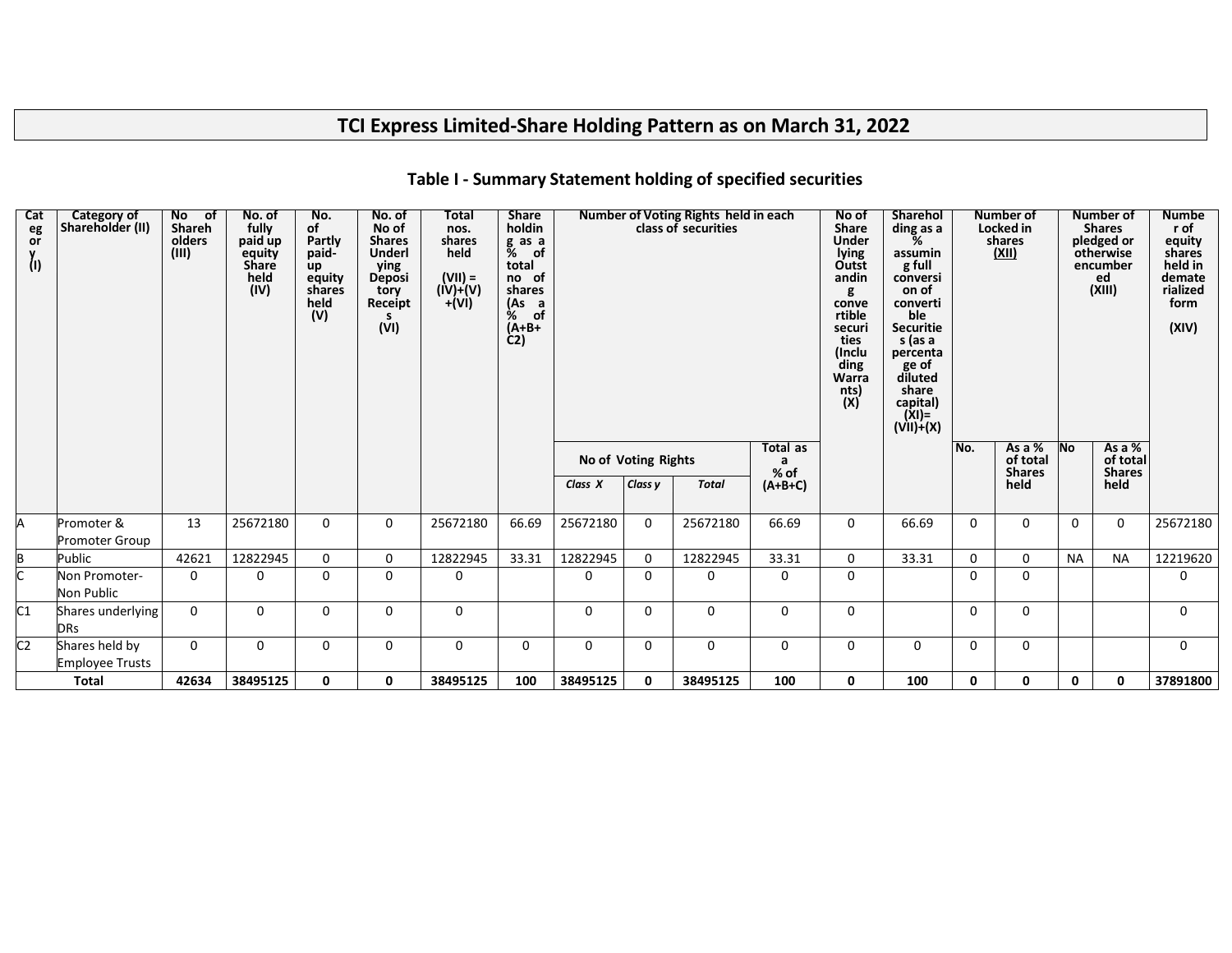# TCI Express Limited-Share Holding Pattern as on March 31, 2022

## Table I - Summary Statement holding of specified securities

| Category (I) | Category of Shareholder (II) | No of Shareholders (III) | No. of fully paid up equity Share held (IV) | No. of Partly paid-up equity shares held (V) | No. of No of Shares Underlying Depository Receipts (VI) | Total nos. shares held (VII) = (IV)+(V)+(VI) | Shareholding as a % of total no of shares (As a % of (A+B+C2) | Number of Voting Rights held in each class of securities | | | | No of Share Underlying Outstanding convertible securities (Including Warrants) (X) | Shareholding as a % assuming full conversion of convertible Securities (as a percentage of diluted share capital) (XI)=(VII)+(X) | Number of Locked in shares (XII) | | Number of Shares pledged or otherwise encumbered (XIII) | | Number of equity shares held in dematerialized form (XIV) |
|---|---|---|---|---|---|---|---|---|---|---|---|---|---|---|---|---|---|---|
| | | | | | | | | No of Voting Rights | | | Total as a % of (A+B+C) | | | No. | As a % of total Shares held | No | As a % of total Shares held | |
| | | | | | | | | Class X | Class y | Total | | | | | | | | |
| A | Promoter & Promoter Group | 13 | 25672180 | 0 | 0 | 25672180 | 66.69 | 25672180 | 0 | 25672180 | 66.69 | 0 | 66.69 | 0 | 0 | 0 | 0 | 25672180 |
| B | Public | 42621 | 12822945 | 0 | 0 | 12822945 | 33.31 | 12822945 | 0 | 12822945 | 33.31 | 0 | 33.31 | 0 | 0 | NA | NA | 12219620 |
| C | Non Promoter-Non Public | 0 | 0 | 0 | 0 | 0 | | 0 | 0 | 0 | 0 | 0 | | 0 | 0 | | | 0 |
| C1 | Shares underlying DRs | 0 | 0 | 0 | 0 | 0 | | 0 | 0 | 0 | 0 | 0 | | 0 | 0 | | | 0 |
| C2 | Shares held by Employee Trusts | 0 | 0 | 0 | 0 | 0 | 0 | 0 | 0 | 0 | 0 | 0 | 0 | 0 | 0 | | | 0 |
| **Total** | | **42634** | **38495125** | **0** | **0** | **38495125** | **100** | **38495125** | **0** | **38495125** | **100** | **0** | **100** | **0** | **0** | **0** | **0** | **37891800** |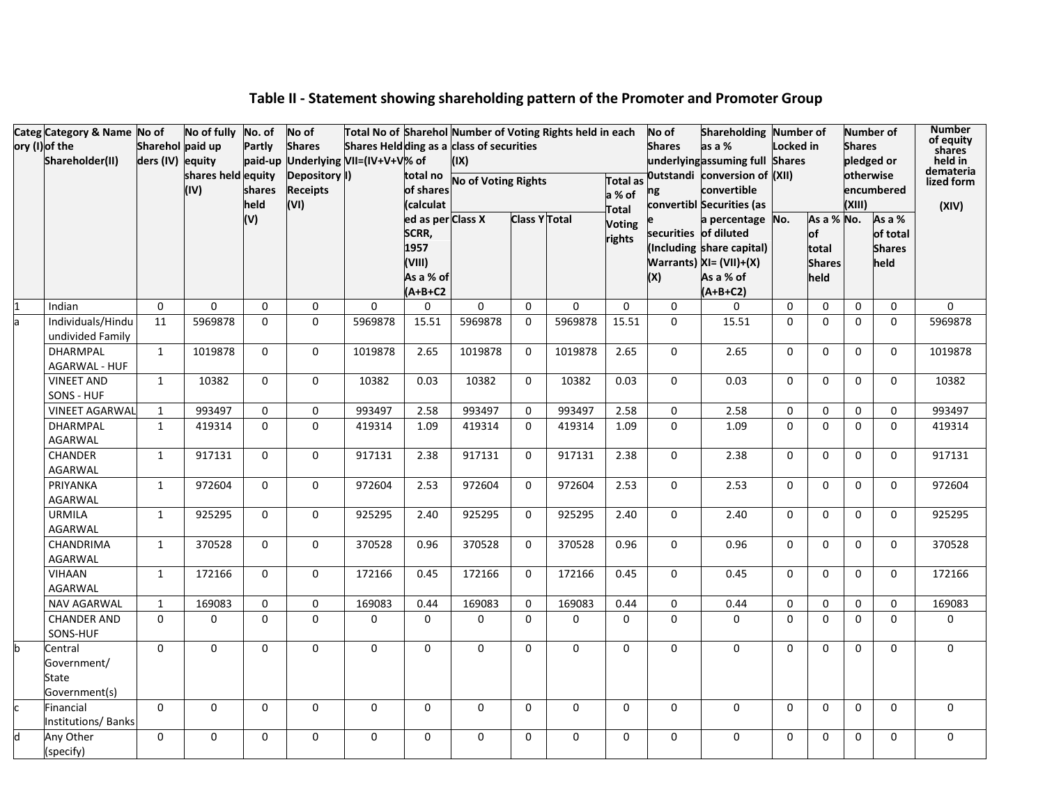# Table II - Statement showing shareholding pattern of the Promoter and Promoter Group

| Category (I) | Category & Name of the Shareholder(II) | No of Shareholders (IV) | No of fully paid up equity shares held (IV) | No. of Partly paid-up equity shares held (V) | No of Shares Underlying Depository Receipts (VI) | Total No of Shares Held VII=(IV+V+VI) | Shareholding as a % of total no of shares (calculated as per SCRR, 1957 (VIII) As a % of (A+B+C2 | Number of Voting Rights held in each class of securities (IX) | | | | No of Shares underlying Outstanding convertible securities (Including Warrants) (X) | Shareholding as a % assuming full conversion of convertible Securities (as a percentage of diluted share capital) XI= (VII)+(X) As a % of (A+B+C2) | Number of Locked in Shares (XII) | | Number of Shares pledged or otherwise encumbered (XIII) | | Number of equity shares held in dematerialized form (XIV) |
|---|---|---|---|---|---|---|---|---|---|---|---|---|---|---|---|---|---|---|
| | | | | | | | | No of Voting Rights | | | Total as a % of Total Voting rights | | | | | | | |
| | | | | | | | | Class X | Class Y | Total | | | | No. | As a % of total Shares held | No. | As a % of total Shares held | |
| 1 | Indian | 0 | 0 | 0 | 0 | 0 | 0 | 0 | 0 | 0 | 0 | 0 | 0 | 0 | 0 | 0 | 0 | 0 |
| a | Individuals/Hindu undivided Family | 11 | 5969878 | 0 | 0 | 5969878 | 15.51 | 5969878 | 0 | 5969878 | 15.51 | 0 | 15.51 | 0 | 0 | 0 | 0 | 5969878 |
| | DHARMPAL AGARWAL - HUF | 1 | 1019878 | 0 | 0 | 1019878 | 2.65 | 1019878 | 0 | 1019878 | 2.65 | 0 | 2.65 | 0 | 0 | 0 | 0 | 1019878 |
| | VINEET AND SONS - HUF | 1 | 10382 | 0 | 0 | 10382 | 0.03 | 10382 | 0 | 10382 | 0.03 | 0 | 0.03 | 0 | 0 | 0 | 0 | 10382 |
| | VINEET AGARWAL | 1 | 993497 | 0 | 0 | 993497 | 2.58 | 993497 | 0 | 993497 | 2.58 | 0 | 2.58 | 0 | 0 | 0 | 0 | 993497 |
| | DHARMPAL AGARWAL | 1 | 419314 | 0 | 0 | 419314 | 1.09 | 419314 | 0 | 419314 | 1.09 | 0 | 1.09 | 0 | 0 | 0 | 0 | 419314 |
| | CHANDER AGARWAL | 1 | 917131 | 0 | 0 | 917131 | 2.38 | 917131 | 0 | 917131 | 2.38 | 0 | 2.38 | 0 | 0 | 0 | 0 | 917131 |
| | PRIYANKA AGARWAL | 1 | 972604 | 0 | 0 | 972604 | 2.53 | 972604 | 0 | 972604 | 2.53 | 0 | 2.53 | 0 | 0 | 0 | 0 | 972604 |
| | URMILA AGARWAL | 1 | 925295 | 0 | 0 | 925295 | 2.40 | 925295 | 0 | 925295 | 2.40 | 0 | 2.40 | 0 | 0 | 0 | 0 | 925295 |
| | CHANDRIMA AGARWAL | 1 | 370528 | 0 | 0 | 370528 | 0.96 | 370528 | 0 | 370528 | 0.96 | 0 | 0.96 | 0 | 0 | 0 | 0 | 370528 |
| | VIHAAN AGARWAL | 1 | 172166 | 0 | 0 | 172166 | 0.45 | 172166 | 0 | 172166 | 0.45 | 0 | 0.45 | 0 | 0 | 0 | 0 | 172166 |
| | NAV AGARWAL | 1 | 169083 | 0 | 0 | 169083 | 0.44 | 169083 | 0 | 169083 | 0.44 | 0 | 0.44 | 0 | 0 | 0 | 0 | 169083 |
| | CHANDER AND SONS-HUF | 0 | 0 | 0 | 0 | 0 | 0 | 0 | 0 | 0 | 0 | 0 | 0 | 0 | 0 | 0 | 0 | 0 |
| b | Central Government/ State Government(s) | 0 | 0 | 0 | 0 | 0 | 0 | 0 | 0 | 0 | 0 | 0 | 0 | 0 | 0 | 0 | 0 | 0 |
| c | Financial Institutions/ Banks | 0 | 0 | 0 | 0 | 0 | 0 | 0 | 0 | 0 | 0 | 0 | 0 | 0 | 0 | 0 | 0 | 0 |
| d | Any Other (specify) | 0 | 0 | 0 | 0 | 0 | 0 | 0 | 0 | 0 | 0 | 0 | 0 | 0 | 0 | 0 | 0 | 0 |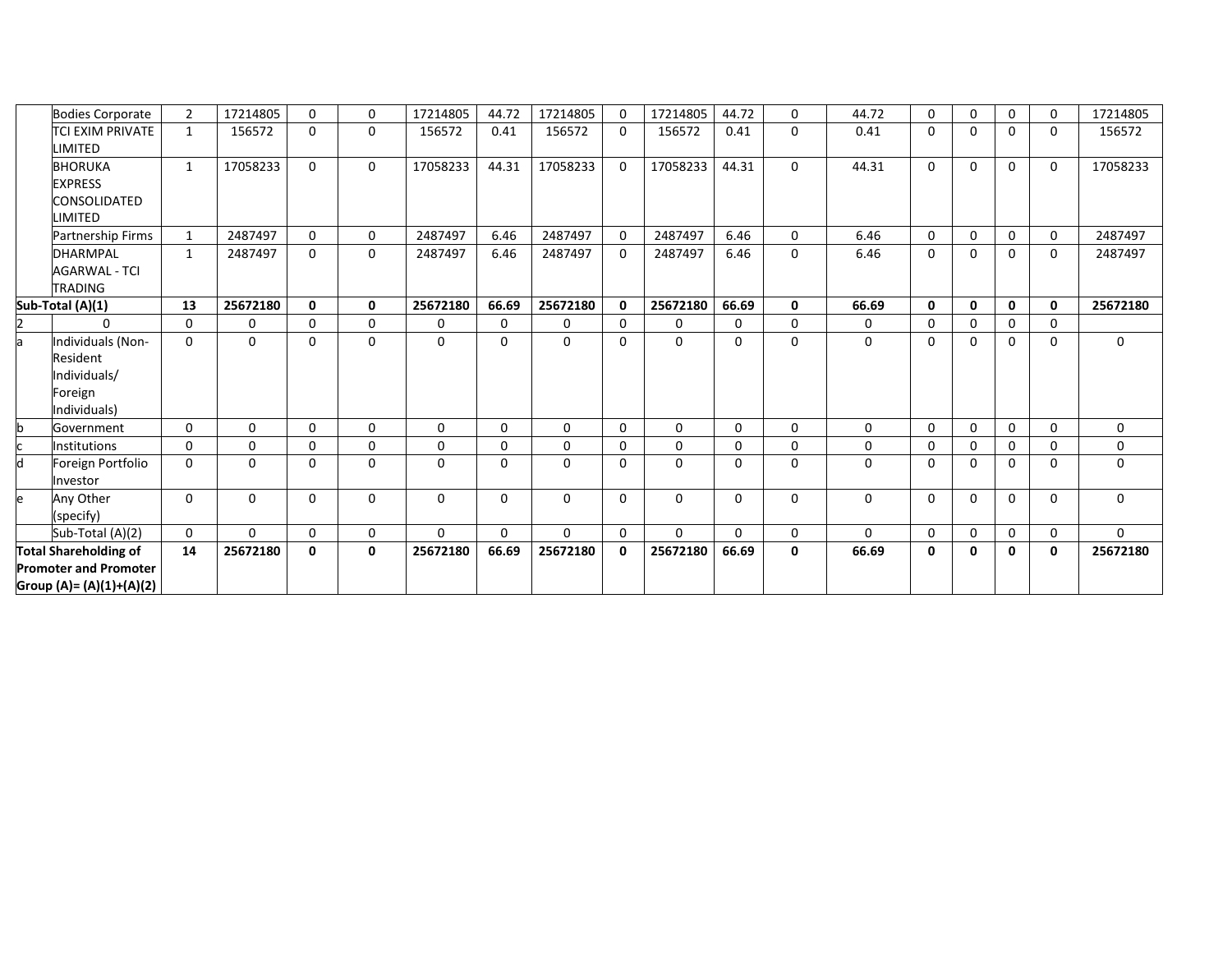| | | | | | | | | | | | | | | | | | | |
|---|---|---|---|---|---|---|---|---|---|---|---|---|---|---|---|---|---|---|
| | Bodies Corporate | 2 | 17214805 | 0 | 0 | 17214805 | 44.72 | 17214805 | 0 | 17214805 | 44.72 | 0 | 44.72 | 0 | 0 | 0 | 0 | 17214805 |
| | TCI EXIM PRIVATE LIMITED | 1 | 156572 | 0 | 0 | 156572 | 0.41 | 156572 | 0 | 156572 | 0.41 | 0 | 0.41 | 0 | 0 | 0 | 0 | 156572 |
| | BHORUKA EXPRESS CONSOLIDATED LIMITED | 1 | 17058233 | 0 | 0 | 17058233 | 44.31 | 17058233 | 0 | 17058233 | 44.31 | 0 | 44.31 | 0 | 0 | 0 | 0 | 17058233 |
| | Partnership Firms | 1 | 2487497 | 0 | 0 | 2487497 | 6.46 | 2487497 | 0 | 2487497 | 6.46 | 0 | 6.46 | 0 | 0 | 0 | 0 | 2487497 |
| | DHARMPAL AGARWAL - TCI TRADING | 1 | 2487497 | 0 | 0 | 2487497 | 6.46 | 2487497 | 0 | 2487497 | 6.46 | 0 | 6.46 | 0 | 0 | 0 | 0 | 2487497 |
| **Sub-Total (A)(1)** | | **13** | **25672180** | **0** | **0** | **25672180** | **66.69** | **25672180** | **0** | **25672180** | **66.69** | **0** | **66.69** | **0** | **0** | **0** | **0** | **25672180** |
| 2 | 0 | 0 | 0 | 0 | 0 | 0 | 0 | 0 | 0 | 0 | 0 | 0 | 0 | 0 | 0 | 0 | 0 | |
| a | Individuals (Non-Resident Individuals/ Foreign Individuals) | 0 | 0 | 0 | 0 | 0 | 0 | 0 | 0 | 0 | 0 | 0 | 0 | 0 | 0 | 0 | 0 | 0 |
| b | Government | 0 | 0 | 0 | 0 | 0 | 0 | 0 | 0 | 0 | 0 | 0 | 0 | 0 | 0 | 0 | 0 | 0 |
| c | Institutions | 0 | 0 | 0 | 0 | 0 | 0 | 0 | 0 | 0 | 0 | 0 | 0 | 0 | 0 | 0 | 0 | 0 |
| d | Foreign Portfolio Investor | 0 | 0 | 0 | 0 | 0 | 0 | 0 | 0 | 0 | 0 | 0 | 0 | 0 | 0 | 0 | 0 | 0 |
| e | Any Other (specify) | 0 | 0 | 0 | 0 | 0 | 0 | 0 | 0 | 0 | 0 | 0 | 0 | 0 | 0 | 0 | 0 | 0 |
| | Sub-Total (A)(2) | 0 | 0 | 0 | 0 | 0 | 0 | 0 | 0 | 0 | 0 | 0 | 0 | 0 | 0 | 0 | 0 | 0 |
| **Total Shareholding of Promoter and Promoter Group (A)= (A)(1)+(A)(2)** | | **14** | **25672180** | **0** | **0** | **25672180** | **66.69** | **25672180** | **0** | **25672180** | **66.69** | **0** | **66.69** | **0** | **0** | **0** | **0** | **25672180** |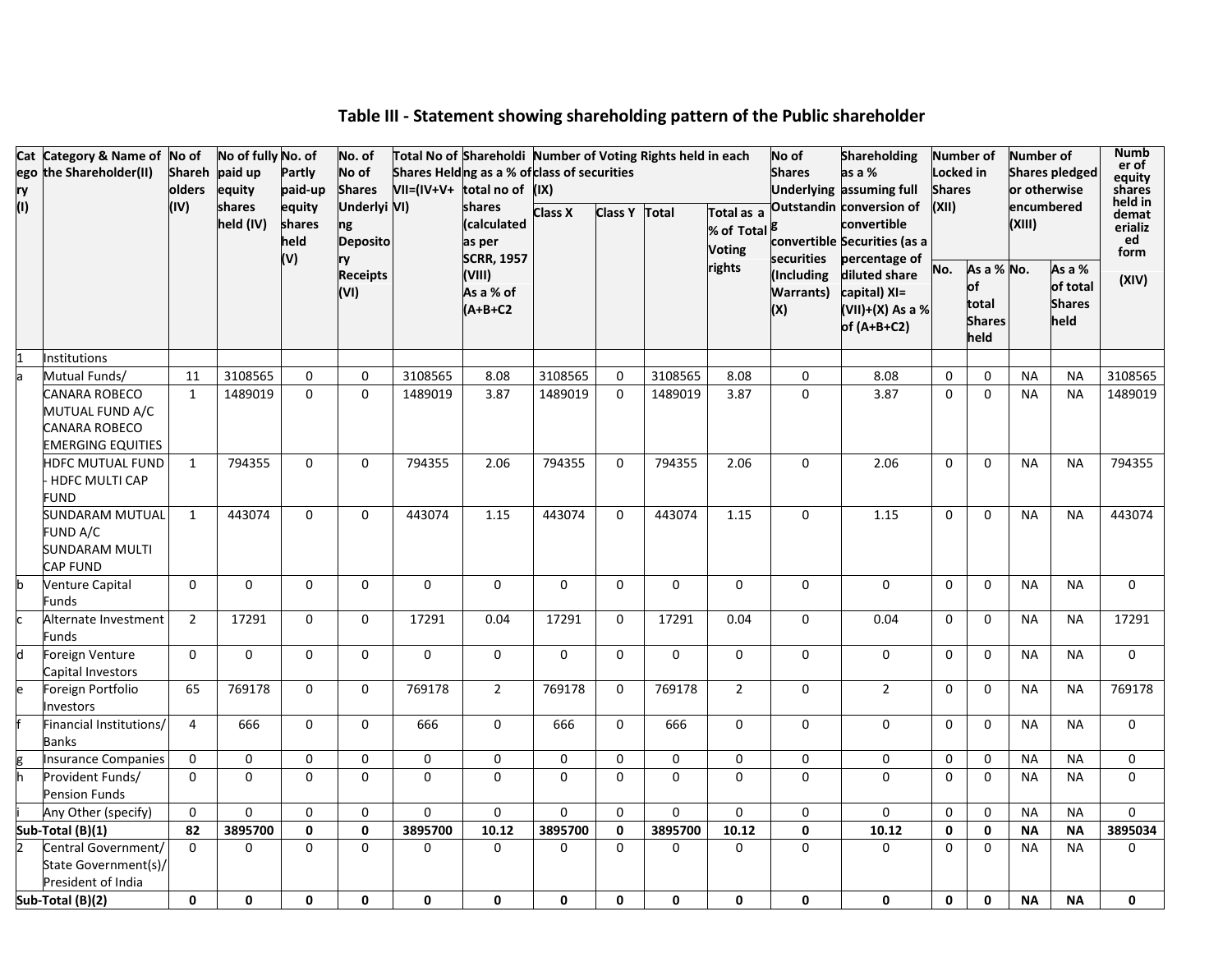# Table III - Statement showing shareholding pattern of the Public shareholder

| Category (I) | Category & Name of the Shareholder(II) | No of Shareholders (IV) | No of fully paid up equity shares held (IV) | No. of Partly paid-up equity shares held (V) | No. of No of Shares Underlying Depository Receipts (VI) | Total No of Shares Held VII=(IV+V+ VI) | Shareholding as a % of total no of shares (calculated as per SCRR, 1957 (VIII) As a % of (A+B+C2 | Number of Voting Rights held in each class of securities (IX) | | | | No of Shares Underlying Outstanding convertible securities (Including Warrants) (X) | Shareholding as a % assuming full conversion of convertible Securities (as a percentage of diluted share capital) XI= (VII)+(X) As a % of (A+B+C2) | Number of Locked in Shares (XII) | | Number of Shares pledged or otherwise encumbered (XIII) | | Number of equity shares held in dematerialized form (XIV) |
|---|---|---|---|---|---|---|---|---|---|---|---|---|---|---|---|---|---|---|
| | | | | | | | | Class X | Class Y | Total | Total as a % of Total Voting rights | | | No. | As a % of total Shares held | No. | As a % of total Shares held | |
| 1 | Institutions | | | | | | | | | | | | | | | | | |
| a | Mutual Funds/ | 11 | 3108565 | 0 | 0 | 3108565 | 8.08 | 3108565 | 0 | 3108565 | 8.08 | 0 | 8.08 | 0 | 0 | NA | NA | 3108565 |
| | CANARA ROBECO MUTUAL FUND A/C CANARA ROBECO EMERGING EQUITIES | 1 | 1489019 | 0 | 0 | 1489019 | 3.87 | 1489019 | 0 | 1489019 | 3.87 | 0 | 3.87 | 0 | 0 | NA | NA | 1489019 |
| | HDFC MUTUAL FUND - HDFC MULTI CAP FUND | 1 | 794355 | 0 | 0 | 794355 | 2.06 | 794355 | 0 | 794355 | 2.06 | 0 | 2.06 | 0 | 0 | NA | NA | 794355 |
| | SUNDARAM MUTUAL FUND A/C SUNDARAM MULTI CAP FUND | 1 | 443074 | 0 | 0 | 443074 | 1.15 | 443074 | 0 | 443074 | 1.15 | 0 | 1.15 | 0 | 0 | NA | NA | 443074 |
| b | Venture Capital Funds | 0 | 0 | 0 | 0 | 0 | 0 | 0 | 0 | 0 | 0 | 0 | 0 | 0 | 0 | NA | NA | 0 |
| c | Alternate Investment Funds | 2 | 17291 | 0 | 0 | 17291 | 0.04 | 17291 | 0 | 17291 | 0.04 | 0 | 0.04 | 0 | 0 | NA | NA | 17291 |
| d | Foreign Venture Capital Investors | 0 | 0 | 0 | 0 | 0 | 0 | 0 | 0 | 0 | 0 | 0 | 0 | 0 | 0 | NA | NA | 0 |
| e | Foreign Portfolio Investors | 65 | 769178 | 0 | 0 | 769178 | 2 | 769178 | 0 | 769178 | 2 | 0 | 2 | 0 | 0 | NA | NA | 769178 |
| f | Financial Institutions/ Banks | 4 | 666 | 0 | 0 | 666 | 0 | 666 | 0 | 666 | 0 | 0 | 0 | 0 | 0 | NA | NA | 0 |
| g | Insurance Companies | 0 | 0 | 0 | 0 | 0 | 0 | 0 | 0 | 0 | 0 | 0 | 0 | 0 | 0 | NA | NA | 0 |
| h | Provident Funds/ Pension Funds | 0 | 0 | 0 | 0 | 0 | 0 | 0 | 0 | 0 | 0 | 0 | 0 | 0 | 0 | NA | NA | 0 |
| i | Any Other (specify) | 0 | 0 | 0 | 0 | 0 | 0 | 0 | 0 | 0 | 0 | 0 | 0 | 0 | 0 | NA | NA | 0 |
| **Sub-Total (B)(1)** | | **82** | **3895700** | **0** | **0** | **3895700** | **10.12** | **3895700** | **0** | **3895700** | **10.12** | **0** | **10.12** | **0** | **0** | **NA** | **NA** | **3895034** |
| 2 | Central Government/ State Government(s)/ President of India | 0 | 0 | 0 | 0 | 0 | 0 | 0 | 0 | 0 | 0 | 0 | 0 | 0 | 0 | NA | NA | 0 |
| **Sub-Total (B)(2)** | | **0** | **0** | **0** | **0** | **0** | **0** | **0** | **0** | **0** | **0** | **0** | **0** | **0** | **0** | **NA** | **NA** | **0** |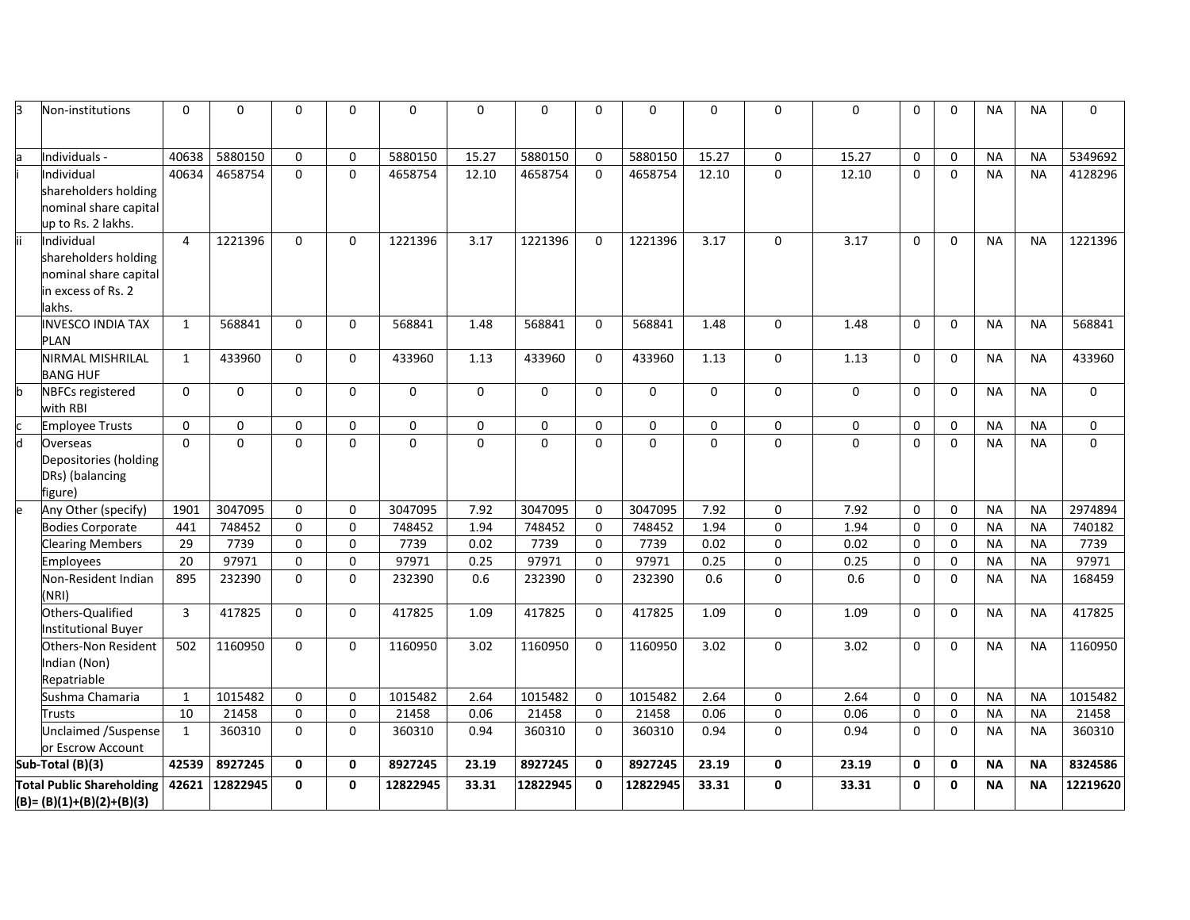| 3 | Non-institutions | 0 | 0 | 0 | 0 | 0 | 0 | 0 | 0 | 0 | 0 | 0 | 0 | 0 | 0 | NA | NA | 0 |
|---|---|---|---|---|---|---|---|---|---|---|---|---|---|---|---|---|---|---|
| a | Individuals - | 40638 | 5880150 | 0 | 0 | 5880150 | 15.27 | 5880150 | 0 | 5880150 | 15.27 | 0 | 15.27 | 0 | 0 | NA | NA | 5349692 |
| i | Individual shareholders holding nominal share capital up to Rs. 2 lakhs. | 40634 | 4658754 | 0 | 0 | 4658754 | 12.10 | 4658754 | 0 | 4658754 | 12.10 | 0 | 12.10 | 0 | 0 | NA | NA | 4128296 |
| ii | Individual shareholders holding nominal share capital in excess of Rs. 2 lakhs. | 4 | 1221396 | 0 | 0 | 1221396 | 3.17 | 1221396 | 0 | 1221396 | 3.17 | 0 | 3.17 | 0 | 0 | NA | NA | 1221396 |
| | INVESCO INDIA TAX PLAN | 1 | 568841 | 0 | 0 | 568841 | 1.48 | 568841 | 0 | 568841 | 1.48 | 0 | 1.48 | 0 | 0 | NA | NA | 568841 |
| | NIRMAL MISHRILAL BANG HUF | 1 | 433960 | 0 | 0 | 433960 | 1.13 | 433960 | 0 | 433960 | 1.13 | 0 | 1.13 | 0 | 0 | NA | NA | 433960 |
| b | NBFCs registered with RBI | 0 | 0 | 0 | 0 | 0 | 0 | 0 | 0 | 0 | 0 | 0 | 0 | 0 | 0 | NA | NA | 0 |
| c | Employee Trusts | 0 | 0 | 0 | 0 | 0 | 0 | 0 | 0 | 0 | 0 | 0 | 0 | 0 | 0 | NA | NA | 0 |
| d | Overseas Depositories (holding DRs) (balancing figure) | 0 | 0 | 0 | 0 | 0 | 0 | 0 | 0 | 0 | 0 | 0 | 0 | 0 | 0 | NA | NA | 0 |
| e | Any Other (specify) | 1901 | 3047095 | 0 | 0 | 3047095 | 7.92 | 3047095 | 0 | 3047095 | 7.92 | 0 | 7.92 | 0 | 0 | NA | NA | 2974894 |
| | Bodies Corporate | 441 | 748452 | 0 | 0 | 748452 | 1.94 | 748452 | 0 | 748452 | 1.94 | 0 | 1.94 | 0 | 0 | NA | NA | 740182 |
| | Clearing Members | 29 | 7739 | 0 | 0 | 7739 | 0.02 | 7739 | 0 | 7739 | 0.02 | 0 | 0.02 | 0 | 0 | NA | NA | 7739 |
| | Employees | 20 | 97971 | 0 | 0 | 97971 | 0.25 | 97971 | 0 | 97971 | 0.25 | 0 | 0.25 | 0 | 0 | NA | NA | 97971 |
| | Non-Resident Indian (NRI) | 895 | 232390 | 0 | 0 | 232390 | 0.6 | 232390 | 0 | 232390 | 0.6 | 0 | 0.6 | 0 | 0 | NA | NA | 168459 |
| | Others-Qualified Institutional Buyer | 3 | 417825 | 0 | 0 | 417825 | 1.09 | 417825 | 0 | 417825 | 1.09 | 0 | 1.09 | 0 | 0 | NA | NA | 417825 |
| | Others-Non Resident Indian (Non) Repatriable | 502 | 1160950 | 0 | 0 | 1160950 | 3.02 | 1160950 | 0 | 1160950 | 3.02 | 0 | 3.02 | 0 | 0 | NA | NA | 1160950 |
| | Sushma Chamaria | 1 | 1015482 | 0 | 0 | 1015482 | 2.64 | 1015482 | 0 | 1015482 | 2.64 | 0 | 2.64 | 0 | 0 | NA | NA | 1015482 |
| | Trusts | 10 | 21458 | 0 | 0 | 21458 | 0.06 | 21458 | 0 | 21458 | 0.06 | 0 | 0.06 | 0 | 0 | NA | NA | 21458 |
| | Unclaimed /Suspense or Escrow Account | 1 | 360310 | 0 | 0 | 360310 | 0.94 | 360310 | 0 | 360310 | 0.94 | 0 | 0.94 | 0 | 0 | NA | NA | 360310 |
| **Sub-Total (B)(3)** | | **42539** | **8927245** | **0** | **0** | **8927245** | **23.19** | **8927245** | **0** | **8927245** | **23.19** | **0** | **23.19** | **0** | **0** | **NA** | **NA** | **8324586** |
| **Total Public Shareholding (B)= (B)(1)+(B)(2)+(B)(3)** | | **42621** | **12822945** | **0** | **0** | **12822945** | **33.31** | **12822945** | **0** | **12822945** | **33.31** | **0** | **33.31** | **0** | **0** | **NA** | **NA** | **12219620** |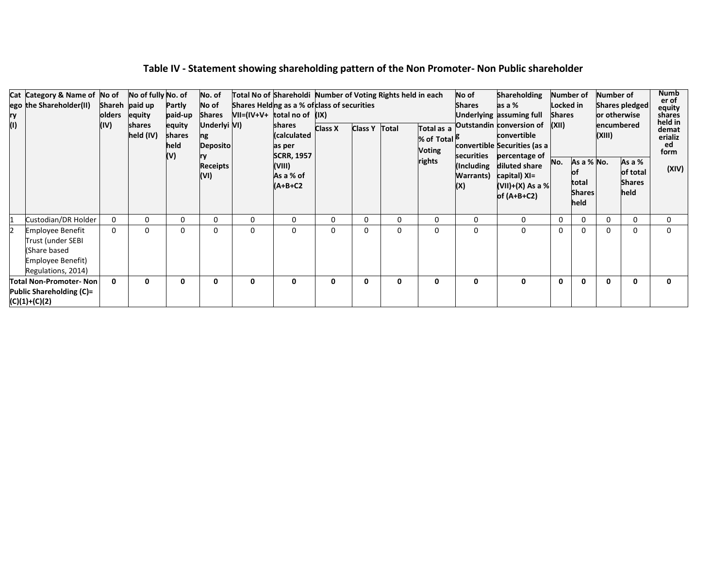## Table IV - Statement showing shareholding pattern of the Non Promoter- Non Public shareholder

| Category (I) | Category & Name of the Shareholder(II) | No of Shareholders (IV) | No of fully paid up equity shares held (IV) | No. of Partly paid-up equity shares held (V) | No. of No of Shares Underlying Depository Receipts (VI) | Total No of Shares Held VII=(IV+V+VI) | Shareholding as a % of total no of shares (calculated as per SCRR, 1957 (VIII) As a % of (A+B+C2 | Number of Voting Rights held in each class of securities (IX) | | | | No of Shares Underlying Outstanding convertible securities (Including Warrants) (X) | Shareholding as a % assuming full conversion of convertible Securities (as a percentage of diluted share capital) XI=(VII)+(X) As a % of (A+B+C2) | Number of Locked in Shares (XII) | | Number of Shares pledged or otherwise encumbered (XIII) | | Number of equity shares held in dematerialized form (XIV) |
|---|---|---|---|---|---|---|---|---|---|---|---|---|---|---|---|---|---|---|
| | | | | | | | | Class X | Class Y | Total | Total as a % of Total Voting rights | | | No. | As a % of total Shares held | No. | As a % of total Shares held | |
| 1 | Custodian/DR Holder | 0 | 0 | 0 | 0 | 0 | 0 | 0 | 0 | 0 | 0 | 0 | 0 | 0 | 0 | 0 | 0 | 0 |
| 2 | Employee Benefit Trust (under SEBI (Share based Employee Benefit) Regulations, 2014) | 0 | 0 | 0 | 0 | 0 | 0 | 0 | 0 | 0 | 0 | 0 | 0 | 0 | 0 | 0 | 0 | 0 |
| **Total Non-Promoter- Non Public Shareholding (C)= (C)(1)+(C)(2)** | | **0** | **0** | **0** | **0** | **0** | **0** | **0** | **0** | **0** | **0** | **0** | **0** | **0** | **0** | **0** | **0** | **0** |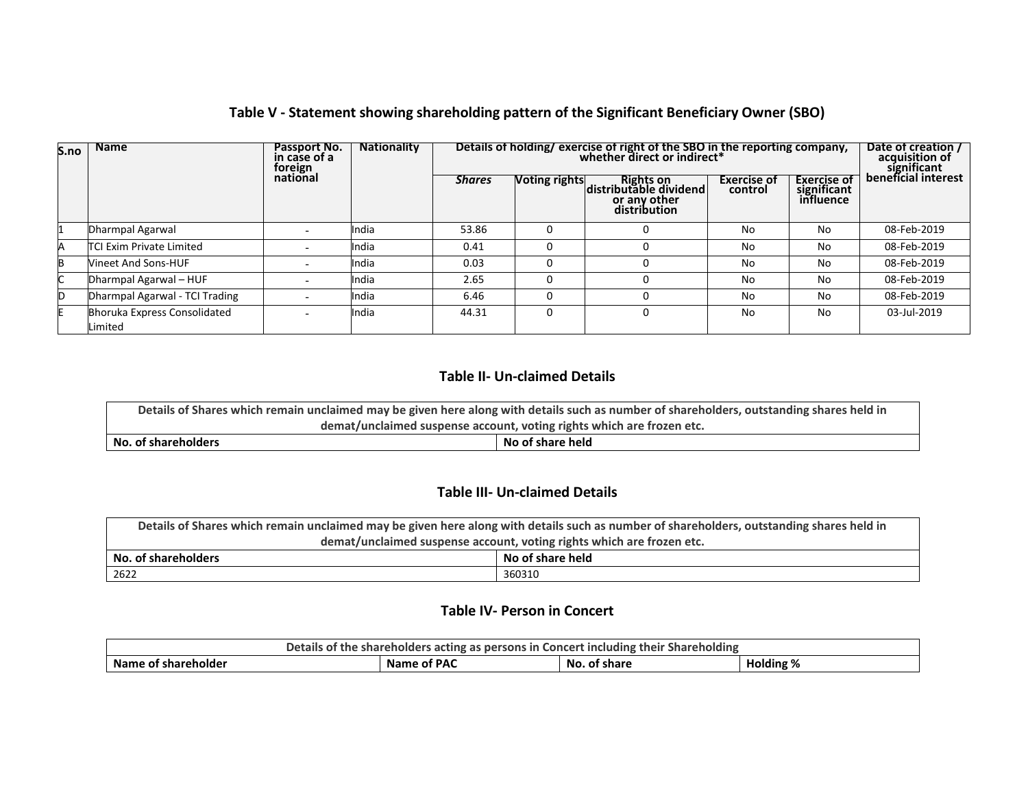## Table V - Statement showing shareholding pattern of the Significant Beneficiary Owner (SBO)

| S.no | Name | Passport No. in case of a foreign national | Nationality | Details of holding/ exercise of right of the SBO in the reporting company, whether direct or indirect* | | | | | Date of creation / acquisition of significant beneficial interest |
|---|---|---|---|---|---|---|---|---|---|
| | | | | *Shares* | Voting rights | Rights on distributable dividend or any other distribution | Exercise of control | Exercise of significant influence | |
| 1 | Dharmpal Agarwal | - | India | 53.86 | 0 | 0 | No | No | 08-Feb-2019 |
| A | TCI Exim Private Limited | - | India | 0.41 | 0 | 0 | No | No | 08-Feb-2019 |
| B | Vineet And Sons-HUF | - | India | 0.03 | 0 | 0 | No | No | 08-Feb-2019 |
| C | Dharmpal Agarwal – HUF | - | India | 2.65 | 0 | 0 | No | No | 08-Feb-2019 |
| D | Dharmpal Agarwal - TCI Trading | - | India | 6.46 | 0 | 0 | No | No | 08-Feb-2019 |
| E | Bhoruka Express Consolidated Limited | - | India | 44.31 | 0 | 0 | No | No | 03-Jul-2019 |

## Table II- Un-claimed Details

| Details of Shares which remain unclaimed may be given here along with details such as number of shareholders, outstanding shares held in demat/unclaimed suspense account, voting rights which are frozen etc. | |
|---|---|
| **No. of shareholders** | **No of share held** |

## Table III- Un-claimed Details

| Details of Shares which remain unclaimed may be given here along with details such as number of shareholders, outstanding shares held in demat/unclaimed suspense account, voting rights which are frozen etc. | |
|---|---|
| **No. of shareholders** | **No of share held** |
| 2622 | 360310 |

## Table IV- Person in Concert

| Details of the shareholders acting as persons in Concert including their Shareholding | | | |
|---|---|---|---|
| **Name of shareholder** | **Name of PAC** | **No. of share** | **Holding %** |